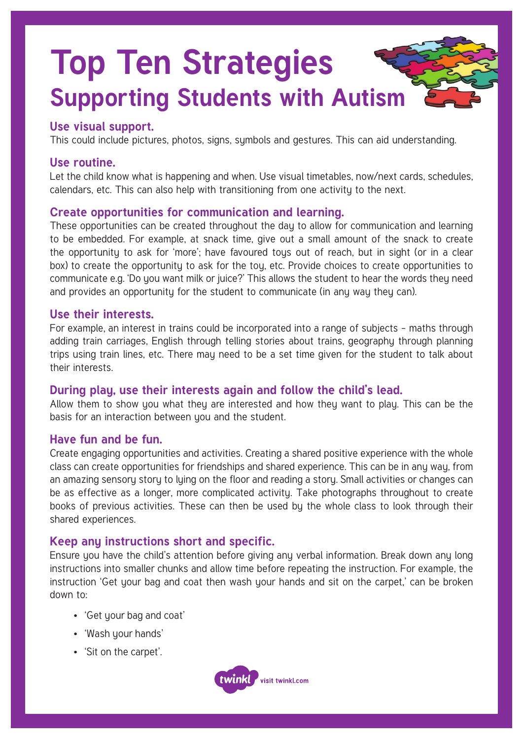# Top Ten Strategies

## Supporting Students with Autism

### Use visual support.

This could include pictures, photos, signs, symbols and gestures. This can aid understanding.

### Use routine.

Let the child know what is happening and when. Use visual timetables, now/next cards, schedules, calendars, etc. This can also help with transitioning from one activity to the next.

### Create opportunities for communication and learning.

These opportunities can be created throughout the day to allow for communication and learning to be embedded. For example, at snack time, give out a small amount of the snack to create the opportunity to ask for 'more'; have favoured toys out of reach, but in sight (or in a clear box) to create the opportunity to ask for the toy, etc. Provide choices to create opportunities to communicate e.g. 'Do you want milk or juice?' This allows the student to hear the words they need and provides an opportunity for the student to communicate (in any way they can).

### Use their interests.

For example, an interest in trains could be incorporated into a range of subjects – maths through adding train carriages, English through telling stories about trains, geography through planning trips using train lines, etc. There may need to be a set time given for the student to talk about their interests.

### During play, use their interests again and follow the child's lead.

Allow them to show you what they are interested and how they want to play. This can be the basis for an interaction between you and the student.

### Have fun and be fun.

Create engaging opportunities and activities. Creating a shared positive experience with the whole class can create opportunities for friendships and shared experience. This can be in any way, from an amazing sensory story to lying on the floor and reading a story. Small activities or changes can be as effective as a longer, more complicated activity. Take photographs throughout to create books of previous activities. These can then be used by the whole class to look through their shared experiences.

### Keep any instructions short and specific.

Ensure you have the child's attention before giving any verbal information. Break down any long instructions into smaller chunks and allow time before repeating the instruction. For example, the instruction 'Get your bag and coat then wash your hands and sit on the carpet,' can be broken down to:

- 'Get your bag and coat'
- 'Wash your hands'
- 'Sit on the carpet'.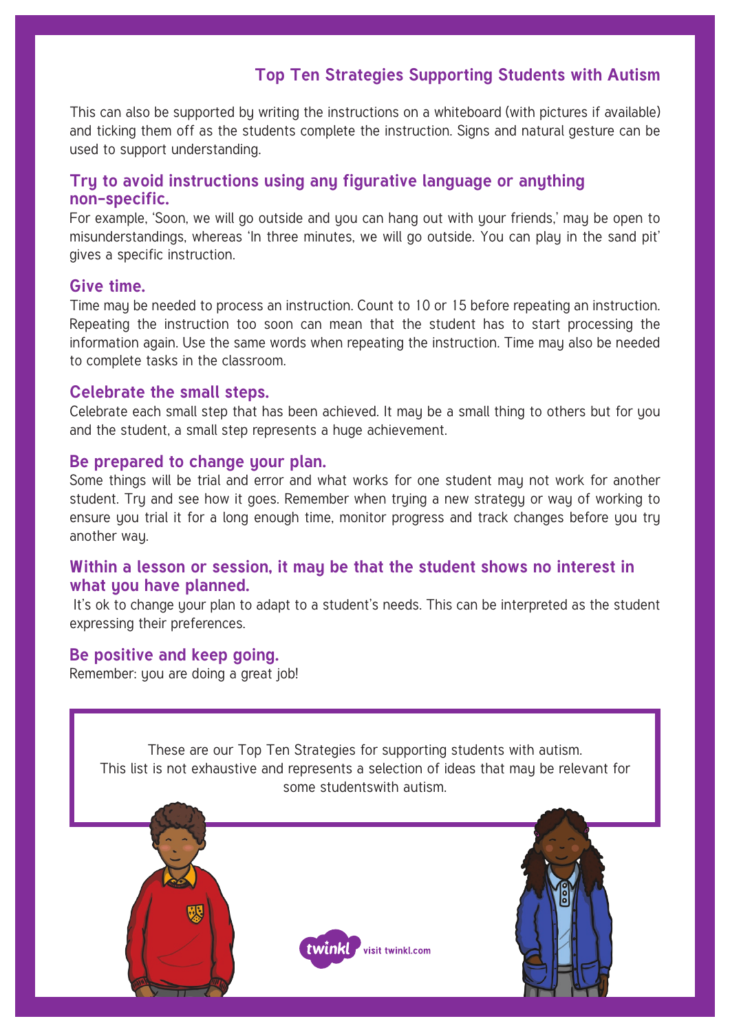This can also be supported by writing the instructions on a whiteboard (with pictures if available) and ticking them off as the students complete the instruction. Signs and natural gesture can be used to support understanding.

## Try to avoid instructions using any figurative language or anything non-specific.

For example, 'Soon, we will go outside and you can hang out with your friends,' may be open to misunderstandings, whereas 'In three minutes, we will go outside. You can play in the sand pit' gives a specific instruction.

## Give time.

Time may be needed to process an instruction. Count to 10 or 15 before repeating an instruction. Repeating the instruction too soon can mean that the student has to start processing the information again. Use the same words when repeating the instruction. Time may also be needed to complete tasks in the classroom.

## Celebrate the small steps.

Celebrate each small step that has been achieved. It may be a small thing to others but for you and the student, a small step represents a huge achievement.

## Be prepared to change your plan.

Some things will be trial and error and what works for one student may not work for another student. Try and see how it goes. Remember when trying a new strategy or way of working to ensure you trial it for a long enough time, monitor progress and track changes before you try another way.

## Within a lesson or session, it may be that the student shows no interest in what you have planned.

It's ok to change your plan to adapt to a student's needs. This can be interpreted as the student expressing their preferences.

## Be positive and keep going.

Remember: you are doing a great job!

These are our Top Ten Strategies for supporting students with autism.
This list is not exhaustive and represents a selection of ideas that may be relevant for some studentswith autism.